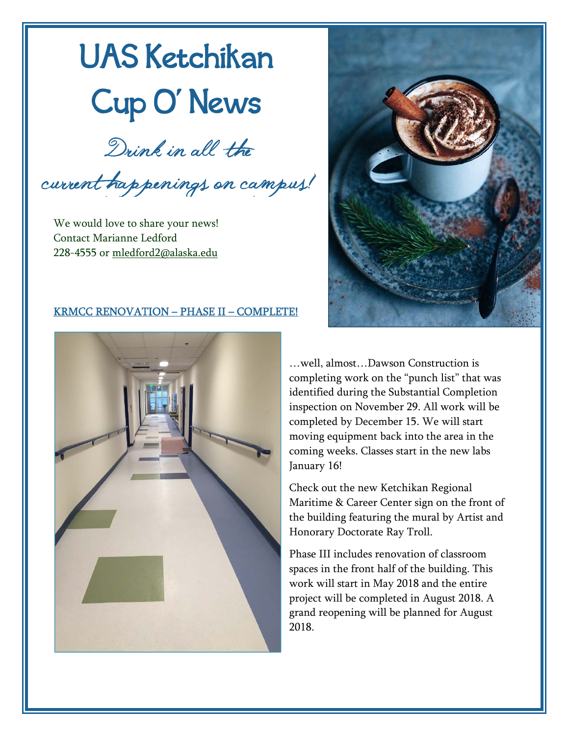# UAS Ketchikan Cup O' News

*Drink in all the current happenings on campus!*

We would love to share your news!
Contact Marianne Ledford
228-4555 or mledford2@alaska.edu

## KRMCC RENOVATION – PHASE II – COMPLETE!

…well, almost…Dawson Construction is completing work on the "punch list" that was identified during the Substantial Completion inspection on November 29. All work will be completed by December 15. We will start moving equipment back into the area in the coming weeks. Classes start in the new labs January 16!

Check out the new Ketchikan Regional Maritime & Career Center sign on the front of the building featuring the mural by Artist and Honorary Doctorate Ray Troll.

Phase III includes renovation of classroom spaces in the front half of the building. This work will start in May 2018 and the entire project will be completed in August 2018. A grand reopening will be planned for August 2018.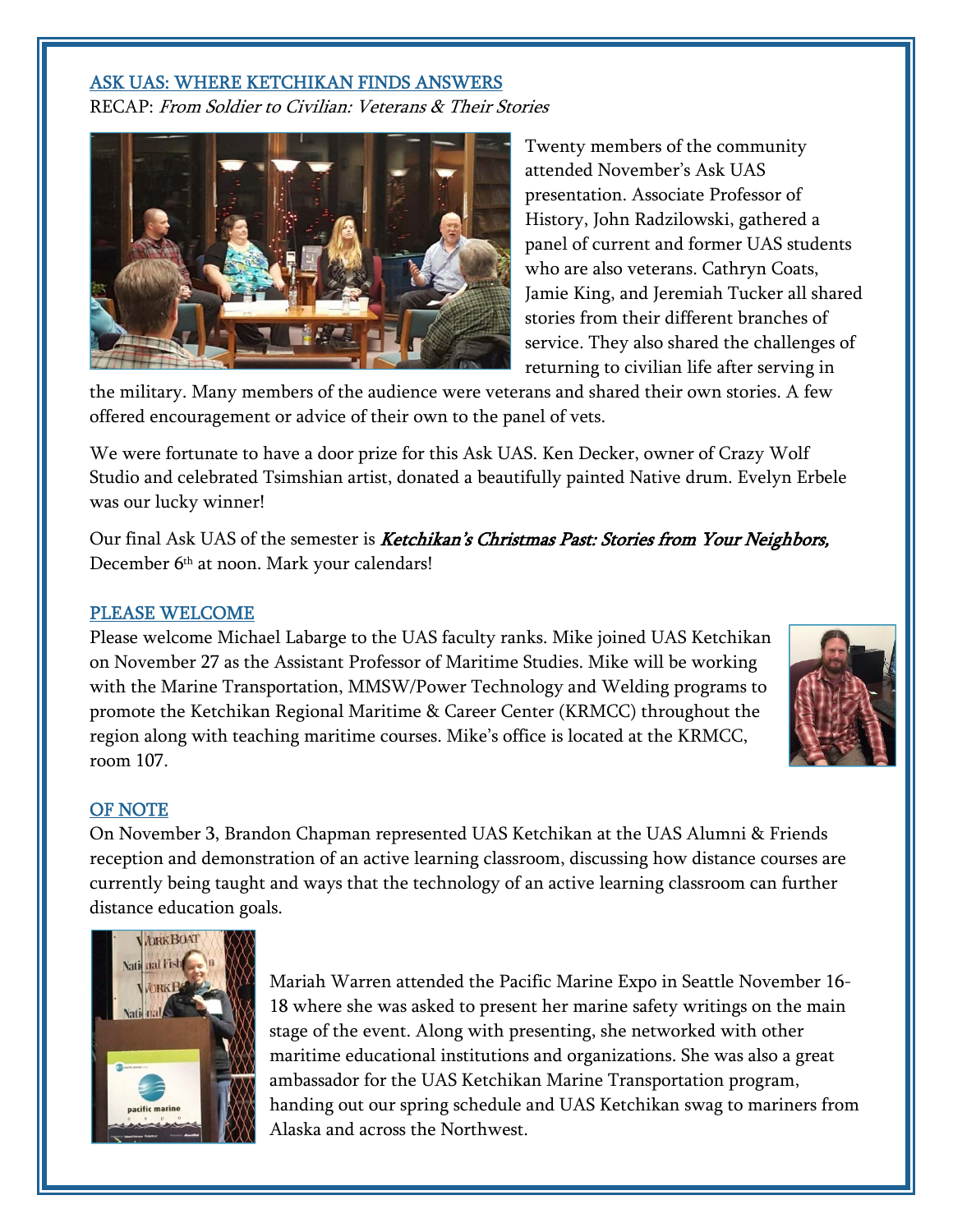## ASK UAS: WHERE KETCHIKAN FINDS ANSWERS

RECAP: *From Soldier to Civilian: Veterans & Their Stories*

Twenty members of the community attended November's Ask UAS presentation. Associate Professor of History, John Radzilowski, gathered a panel of current and former UAS students who are also veterans. Cathryn Coats, Jamie King, and Jeremiah Tucker all shared stories from their different branches of service. They also shared the challenges of returning to civilian life after serving in the military. Many members of the audience were veterans and shared their own stories. A few offered encouragement or advice of their own to the panel of vets.

We were fortunate to have a door prize for this Ask UAS. Ken Decker, owner of Crazy Wolf Studio and celebrated Tsimshian artist, donated a beautifully painted Native drum. Evelyn Erbele was our lucky winner!

Our final Ask UAS of the semester is ***Ketchikan's Christmas Past: Stories from Your Neighbors,*** December 6th at noon. Mark your calendars!

## PLEASE WELCOME

Please welcome Michael Labarge to the UAS faculty ranks. Mike joined UAS Ketchikan on November 27 as the Assistant Professor of Maritime Studies. Mike will be working with the Marine Transportation, MMSW/Power Technology and Welding programs to promote the Ketchikan Regional Maritime & Career Center (KRMCC) throughout the region along with teaching maritime courses. Mike's office is located at the KRMCC, room 107.

## OF NOTE

On November 3, Brandon Chapman represented UAS Ketchikan at the UAS Alumni & Friends reception and demonstration of an active learning classroom, discussing how distance courses are currently being taught and ways that the technology of an active learning classroom can further distance education goals.

Mariah Warren attended the Pacific Marine Expo in Seattle November 16-18 where she was asked to present her marine safety writings on the main stage of the event. Along with presenting, she networked with other maritime educational institutions and organizations. She was also a great ambassador for the UAS Ketchikan Marine Transportation program, handing out our spring schedule and UAS Ketchikan swag to mariners from Alaska and across the Northwest.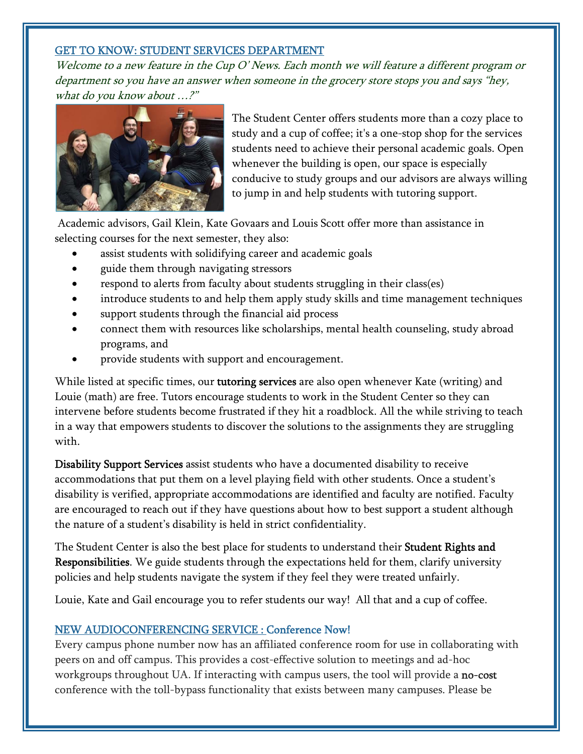## GET TO KNOW: STUDENT SERVICES DEPARTMENT

*Welcome to a new feature in the Cup O' News. Each month we will feature a different program or department so you have an answer when someone in the grocery store stops you and says "hey, what do you know about …?"*

The Student Center offers students more than a cozy place to study and a cup of coffee; it's a one-stop shop for the services students need to achieve their personal academic goals. Open whenever the building is open, our space is especially conducive to study groups and our advisors are always willing to jump in and help students with tutoring support.

Academic advisors, Gail Klein, Kate Govaars and Louis Scott offer more than assistance in selecting courses for the next semester, they also:

- assist students with solidifying career and academic goals
- guide them through navigating stressors
- respond to alerts from faculty about students struggling in their class(es)
- introduce students to and help them apply study skills and time management techniques
- support students through the financial aid process
- connect them with resources like scholarships, mental health counseling, study abroad programs, and
- provide students with support and encouragement.

While listed at specific times, our **tutoring services** are also open whenever Kate (writing) and Louie (math) are free. Tutors encourage students to work in the Student Center so they can intervene before students become frustrated if they hit a roadblock. All the while striving to teach in a way that empowers students to discover the solutions to the assignments they are struggling with.

**Disability Support Services** assist students who have a documented disability to receive accommodations that put them on a level playing field with other students. Once a student's disability is verified, appropriate accommodations are identified and faculty are notified. Faculty are encouraged to reach out if they have questions about how to best support a student although the nature of a student's disability is held in strict confidentiality.

The Student Center is also the best place for students to understand their **Student Rights and Responsibilities**. We guide students through the expectations held for them, clarify university policies and help students navigate the system if they feel they were treated unfairly.

Louie, Kate and Gail encourage you to refer students our way! All that and a cup of coffee.

## NEW AUDIOCONFERENCING SERVICE : Conference Now!

Every campus phone number now has an affiliated conference room for use in collaborating with peers on and off campus. This provides a cost-effective solution to meetings and ad-hoc workgroups throughout UA. If interacting with campus users, the tool will provide a **no-cost** conference with the toll-bypass functionality that exists between many campuses. Please be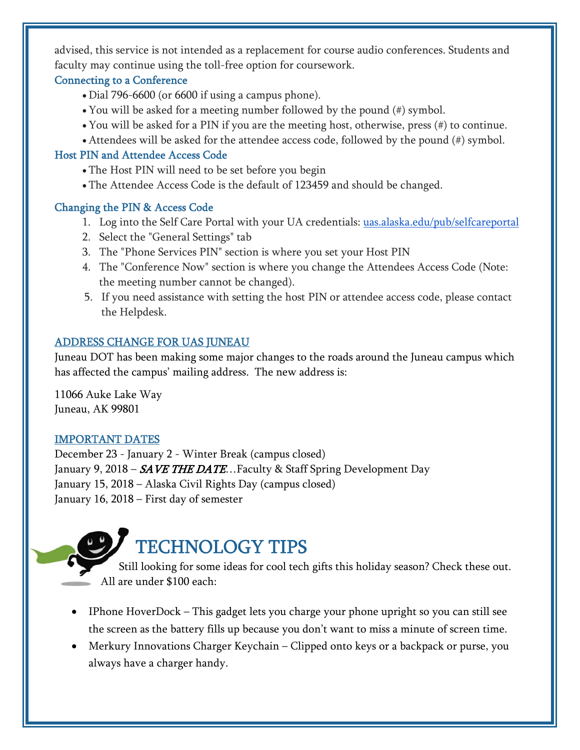advised, this service is not intended as a replacement for course audio conferences. Students and faculty may continue using the toll-free option for coursework.

### Connecting to a Conference

- Dial 796-6600 (or 6600 if using a campus phone).
- You will be asked for a meeting number followed by the pound (#) symbol.
- You will be asked for a PIN if you are the meeting host, otherwise, press (#) to continue.
- Attendees will be asked for the attendee access code, followed by the pound (#) symbol.

### Host PIN and Attendee Access Code

- The Host PIN will need to be set before you begin
- The Attendee Access Code is the default of 123459 and should be changed.

### Changing the PIN & Access Code

1. Log into the Self Care Portal with your UA credentials: uas.alaska.edu/pub/selfcareportal
2. Select the "General Settings" tab
3. The "Phone Services PIN" section is where you set your Host PIN
4. The "Conference Now" section is where you change the Attendees Access Code (Note: the meeting number cannot be changed).
5. If you need assistance with setting the host PIN or attendee access code, please contact the Helpdesk.

## ADDRESS CHANGE FOR UAS JUNEAU

Juneau DOT has been making some major changes to the roads around the Juneau campus which has affected the campus' mailing address. The new address is:

11066 Auke Lake Way
Juneau, AK 99801

## IMPORTANT DATES

December 23 - January 2 - Winter Break (campus closed)
January 9, 2018 – *SAVE THE DATE*…Faculty & Staff Spring Development Day
January 15, 2018 – Alaska Civil Rights Day (campus closed)
January 16, 2018 – First day of semester

# TECHNOLOGY TIPS

Still looking for some ideas for cool tech gifts this holiday season? Check these out. All are under $100 each:

- IPhone HoverDock – This gadget lets you charge your phone upright so you can still see the screen as the battery fills up because you don't want to miss a minute of screen time.
- Merkury Innovations Charger Keychain – Clipped onto keys or a backpack or purse, you always have a charger handy.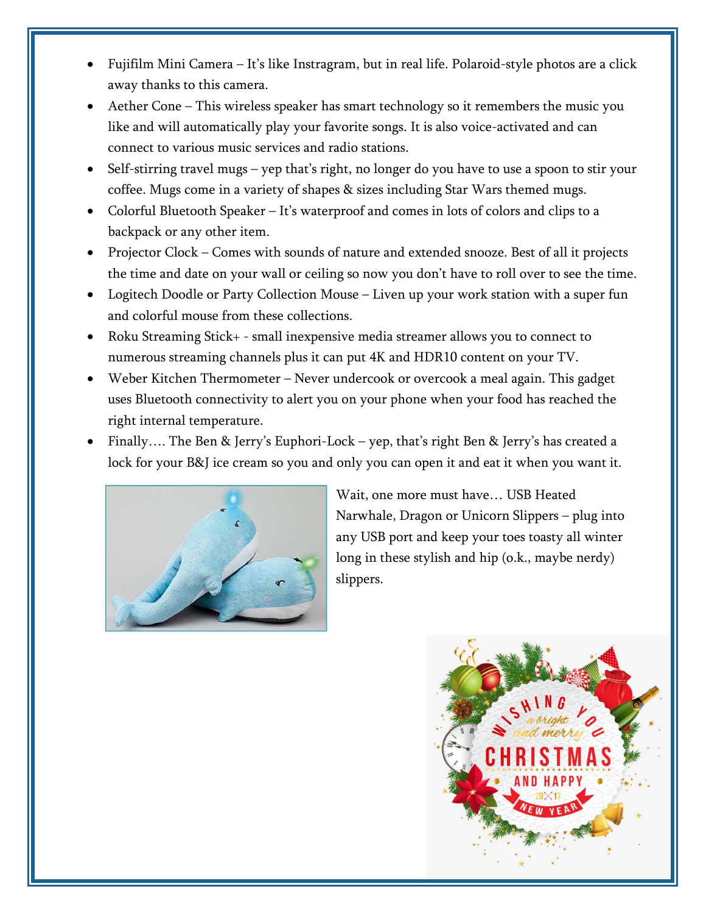- Fujifilm Mini Camera – It's like Instragram, but in real life. Polaroid-style photos are a click away thanks to this camera.
- Aether Cone – This wireless speaker has smart technology so it remembers the music you like and will automatically play your favorite songs. It is also voice-activated and can connect to various music services and radio stations.
- Self-stirring travel mugs – yep that's right, no longer do you have to use a spoon to stir your coffee. Mugs come in a variety of shapes & sizes including Star Wars themed mugs.
- Colorful Bluetooth Speaker – It's waterproof and comes in lots of colors and clips to a backpack or any other item.
- Projector Clock – Comes with sounds of nature and extended snooze. Best of all it projects the time and date on your wall or ceiling so now you don't have to roll over to see the time.
- Logitech Doodle or Party Collection Mouse – Liven up your work station with a super fun and colorful mouse from these collections.
- Roku Streaming Stick+ - small inexpensive media streamer allows you to connect to numerous streaming channels plus it can put 4K and HDR10 content on your TV.
- Weber Kitchen Thermometer – Never undercook or overcook a meal again. This gadget uses Bluetooth connectivity to alert you on your phone when your food has reached the right internal temperature.
- Finally…. The Ben & Jerry's Euphori-Lock – yep, that's right Ben & Jerry's has created a lock for your B&J ice cream so you and only you can open it and eat it when you want it.

Wait, one more must have… USB Heated Narwhale, Dragon or Unicorn Slippers – plug into any USB port and keep your toes toasty all winter long in these stylish and hip (o.k., maybe nerdy) slippers.